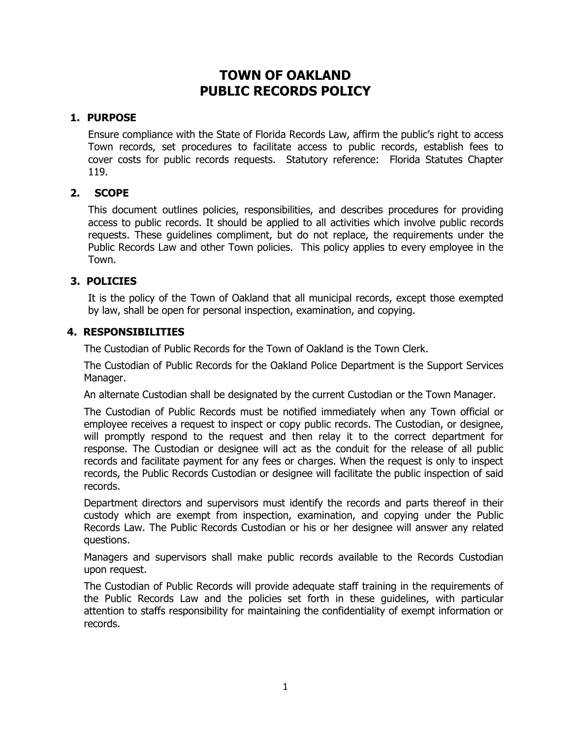# TOWN OF OAKLAND
# PUBLIC RECORDS POLICY

## 1. PURPOSE

Ensure compliance with the State of Florida Records Law, affirm the public's right to access Town records, set procedures to facilitate access to public records, establish fees to cover costs for public records requests. Statutory reference: Florida Statutes Chapter 119.

## 2. SCOPE

This document outlines policies, responsibilities, and describes procedures for providing access to public records. It should be applied to all activities which involve public records requests. These guidelines compliment, but do not replace, the requirements under the Public Records Law and other Town policies. This policy applies to every employee in the Town.

## 3. POLICIES

It is the policy of the Town of Oakland that all municipal records, except those exempted by law, shall be open for personal inspection, examination, and copying.

## 4. RESPONSIBILITIES

The Custodian of Public Records for the Town of Oakland is the Town Clerk.

The Custodian of Public Records for the Oakland Police Department is the Support Services Manager.

An alternate Custodian shall be designated by the current Custodian or the Town Manager.

The Custodian of Public Records must be notified immediately when any Town official or employee receives a request to inspect or copy public records. The Custodian, or designee, will promptly respond to the request and then relay it to the correct department for response. The Custodian or designee will act as the conduit for the release of all public records and facilitate payment for any fees or charges. When the request is only to inspect records, the Public Records Custodian or designee will facilitate the public inspection of said records.

Department directors and supervisors must identify the records and parts thereof in their custody which are exempt from inspection, examination, and copying under the Public Records Law. The Public Records Custodian or his or her designee will answer any related questions.

Managers and supervisors shall make public records available to the Records Custodian upon request.

The Custodian of Public Records will provide adequate staff training in the requirements of the Public Records Law and the policies set forth in these guidelines, with particular attention to staffs responsibility for maintaining the confidentiality of exempt information or records.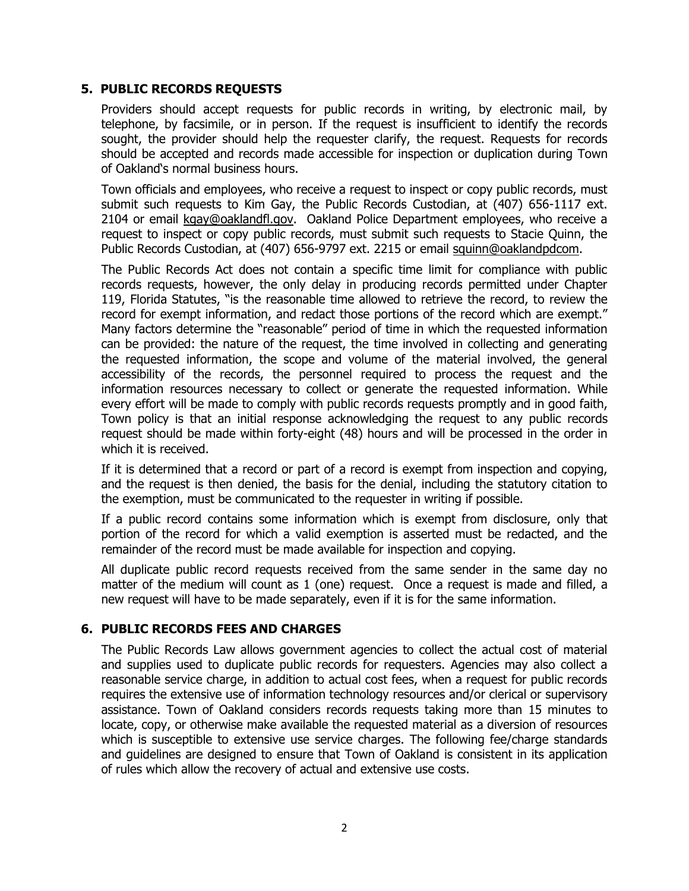## 5. PUBLIC RECORDS REQUESTS

Providers should accept requests for public records in writing, by electronic mail, by telephone, by facsimile, or in person. If the request is insufficient to identify the records sought, the provider should help the requester clarify, the request. Requests for records should be accepted and records made accessible for inspection or duplication during Town of Oakland's normal business hours.

Town officials and employees, who receive a request to inspect or copy public records, must submit such requests to Kim Gay, the Public Records Custodian, at (407) 656-1117 ext. 2104 or email kgay@oaklandfl.gov. Oakland Police Department employees, who receive a request to inspect or copy public records, must submit such requests to Stacie Quinn, the Public Records Custodian, at (407) 656-9797 ext. 2215 or email squinn@oaklandpdcom.

The Public Records Act does not contain a specific time limit for compliance with public records requests, however, the only delay in producing records permitted under Chapter 119, Florida Statutes, "is the reasonable time allowed to retrieve the record, to review the record for exempt information, and redact those portions of the record which are exempt." Many factors determine the "reasonable" period of time in which the requested information can be provided: the nature of the request, the time involved in collecting and generating the requested information, the scope and volume of the material involved, the general accessibility of the records, the personnel required to process the request and the information resources necessary to collect or generate the requested information. While every effort will be made to comply with public records requests promptly and in good faith, Town policy is that an initial response acknowledging the request to any public records request should be made within forty-eight (48) hours and will be processed in the order in which it is received.

If it is determined that a record or part of a record is exempt from inspection and copying, and the request is then denied, the basis for the denial, including the statutory citation to the exemption, must be communicated to the requester in writing if possible.

If a public record contains some information which is exempt from disclosure, only that portion of the record for which a valid exemption is asserted must be redacted, and the remainder of the record must be made available for inspection and copying.

All duplicate public record requests received from the same sender in the same day no matter of the medium will count as 1 (one) request. Once a request is made and filled, a new request will have to be made separately, even if it is for the same information.

## 6. PUBLIC RECORDS FEES AND CHARGES

The Public Records Law allows government agencies to collect the actual cost of material and supplies used to duplicate public records for requesters. Agencies may also collect a reasonable service charge, in addition to actual cost fees, when a request for public records requires the extensive use of information technology resources and/or clerical or supervisory assistance. Town of Oakland considers records requests taking more than 15 minutes to locate, copy, or otherwise make available the requested material as a diversion of resources which is susceptible to extensive use service charges. The following fee/charge standards and guidelines are designed to ensure that Town of Oakland is consistent in its application of rules which allow the recovery of actual and extensive use costs.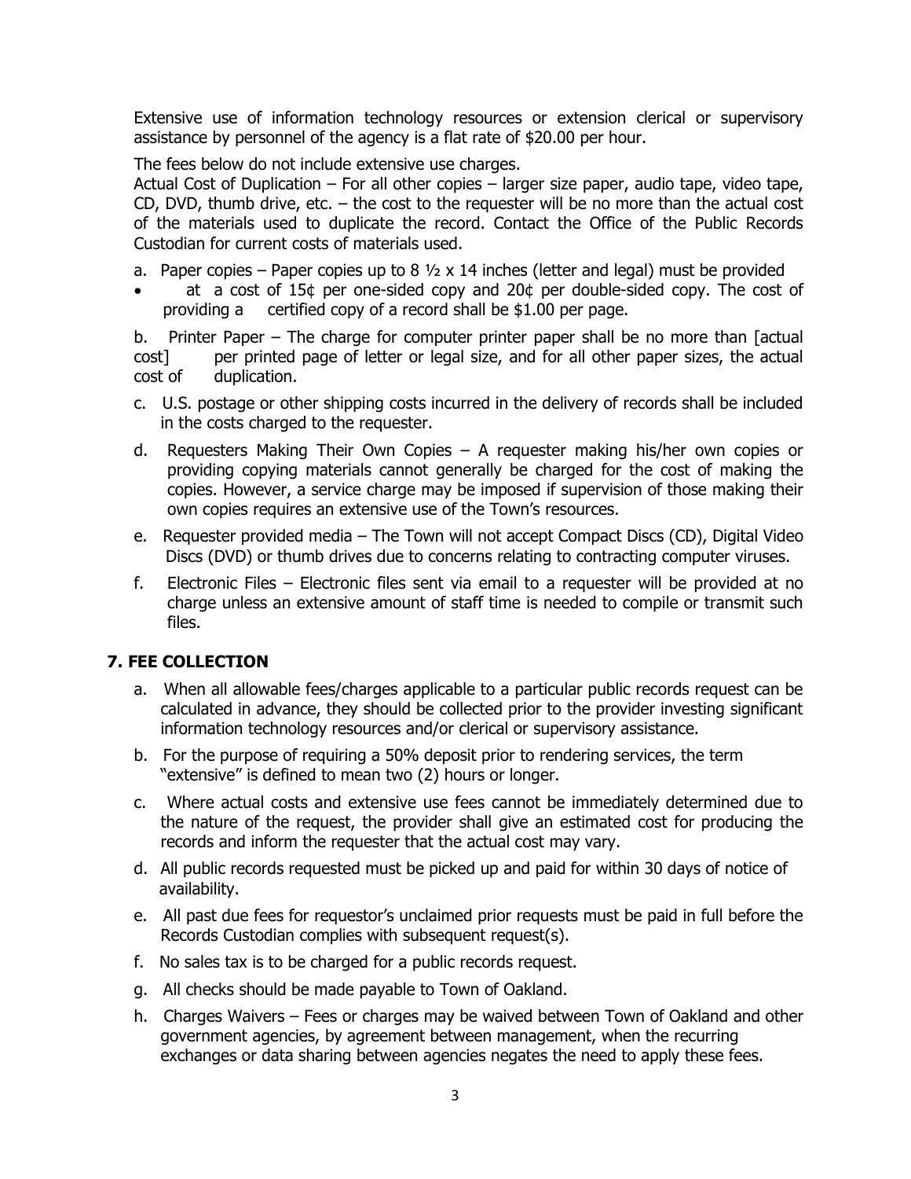Extensive use of information technology resources or extension clerical or supervisory assistance by personnel of the agency is a flat rate of $20.00 per hour.

The fees below do not include extensive use charges.

Actual Cost of Duplication – For all other copies – larger size paper, audio tape, video tape, CD, DVD, thumb drive, etc. – the cost to the requester will be no more than the actual cost of the materials used to duplicate the record. Contact the Office of the Public Records Custodian for current costs of materials used.

a. Paper copies – Paper copies up to 8 ½ x 14 inches (letter and legal) must be provided

- at a cost of 15¢ per one-sided copy and 20¢ per double-sided copy. The cost of providing a certified copy of a record shall be $1.00 per page.

b. Printer Paper – The charge for computer printer paper shall be no more than [actual cost] per printed page of letter or legal size, and for all other paper sizes, the actual cost of duplication.

c. U.S. postage or other shipping costs incurred in the delivery of records shall be included in the costs charged to the requester.

d. Requesters Making Their Own Copies – A requester making his/her own copies or providing copying materials cannot generally be charged for the cost of making the copies. However, a service charge may be imposed if supervision of those making their own copies requires an extensive use of the Town's resources.

e. Requester provided media – The Town will not accept Compact Discs (CD), Digital Video Discs (DVD) or thumb drives due to concerns relating to contracting computer viruses.

f. Electronic Files – Electronic files sent via email to a requester will be provided at no charge unless an extensive amount of staff time is needed to compile or transmit such files.

## 7. FEE COLLECTION

a. When all allowable fees/charges applicable to a particular public records request can be calculated in advance, they should be collected prior to the provider investing significant information technology resources and/or clerical or supervisory assistance.

b. For the purpose of requiring a 50% deposit prior to rendering services, the term "extensive" is defined to mean two (2) hours or longer.

c. Where actual costs and extensive use fees cannot be immediately determined due to the nature of the request, the provider shall give an estimated cost for producing the records and inform the requester that the actual cost may vary.

d. All public records requested must be picked up and paid for within 30 days of notice of availability.

e. All past due fees for requestor's unclaimed prior requests must be paid in full before the Records Custodian complies with subsequent request(s).

f. No sales tax is to be charged for a public records request.

g. All checks should be made payable to Town of Oakland.

h. Charges Waivers – Fees or charges may be waived between Town of Oakland and other government agencies, by agreement between management, when the recurring exchanges or data sharing between agencies negates the need to apply these fees.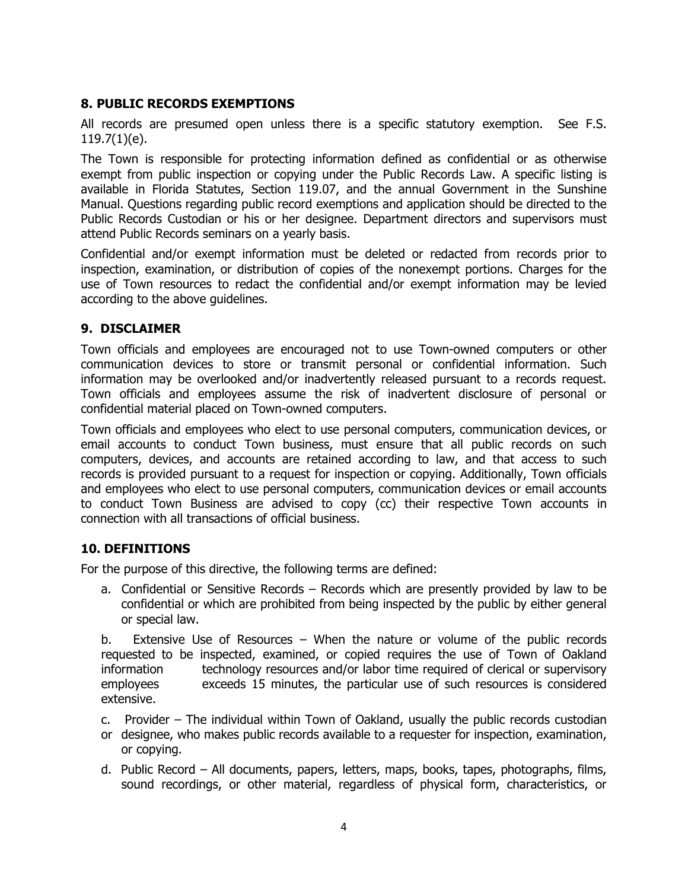## 8. PUBLIC RECORDS EXEMPTIONS

All records are presumed open unless there is a specific statutory exemption. See F.S. 119.7(1)(e).

The Town is responsible for protecting information defined as confidential or as otherwise exempt from public inspection or copying under the Public Records Law. A specific listing is available in Florida Statutes, Section 119.07, and the annual Government in the Sunshine Manual. Questions regarding public record exemptions and application should be directed to the Public Records Custodian or his or her designee. Department directors and supervisors must attend Public Records seminars on a yearly basis.

Confidential and/or exempt information must be deleted or redacted from records prior to inspection, examination, or distribution of copies of the nonexempt portions. Charges for the use of Town resources to redact the confidential and/or exempt information may be levied according to the above guidelines.

## 9. DISCLAIMER

Town officials and employees are encouraged not to use Town-owned computers or other communication devices to store or transmit personal or confidential information. Such information may be overlooked and/or inadvertently released pursuant to a records request. Town officials and employees assume the risk of inadvertent disclosure of personal or confidential material placed on Town-owned computers.

Town officials and employees who elect to use personal computers, communication devices, or email accounts to conduct Town business, must ensure that all public records on such computers, devices, and accounts are retained according to law, and that access to such records is provided pursuant to a request for inspection or copying. Additionally, Town officials and employees who elect to use personal computers, communication devices or email accounts to conduct Town Business are advised to copy (cc) their respective Town accounts in connection with all transactions of official business.

## 10. DEFINITIONS

For the purpose of this directive, the following terms are defined:

a. Confidential or Sensitive Records – Records which are presently provided by law to be confidential or which are prohibited from being inspected by the public by either general or special law.

b. Extensive Use of Resources – When the nature or volume of the public records requested to be inspected, examined, or copied requires the use of Town of Oakland information technology resources and/or labor time required of clerical or supervisory employees exceeds 15 minutes, the particular use of such resources is considered extensive.

c. Provider – The individual within Town of Oakland, usually the public records custodian or designee, who makes public records available to a requester for inspection, examination, or copying.

d. Public Record – All documents, papers, letters, maps, books, tapes, photographs, films, sound recordings, or other material, regardless of physical form, characteristics, or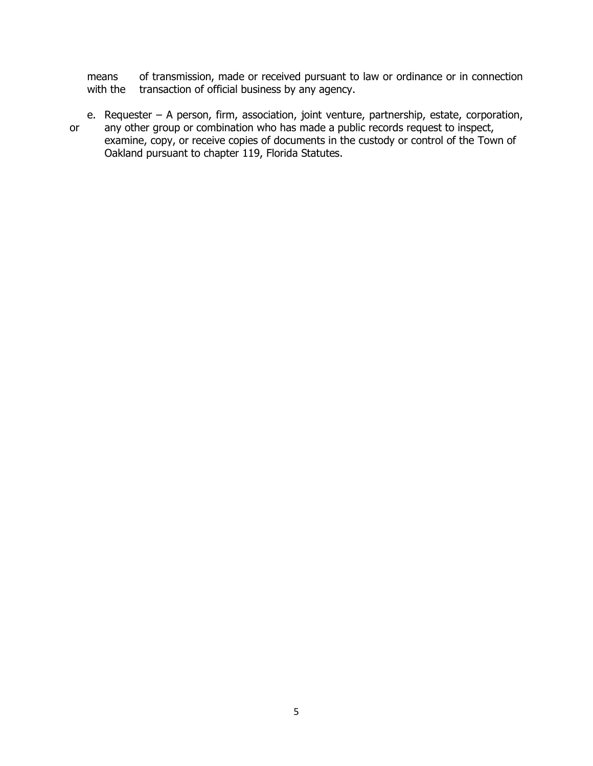means of transmission, made or received pursuant to law or ordinance or in connection with the transaction of official business by any agency.

e. Requester – A person, firm, association, joint venture, partnership, estate, corporation, or any other group or combination who has made a public records request to inspect, examine, copy, or receive copies of documents in the custody or control of the Town of Oakland pursuant to chapter 119, Florida Statutes.